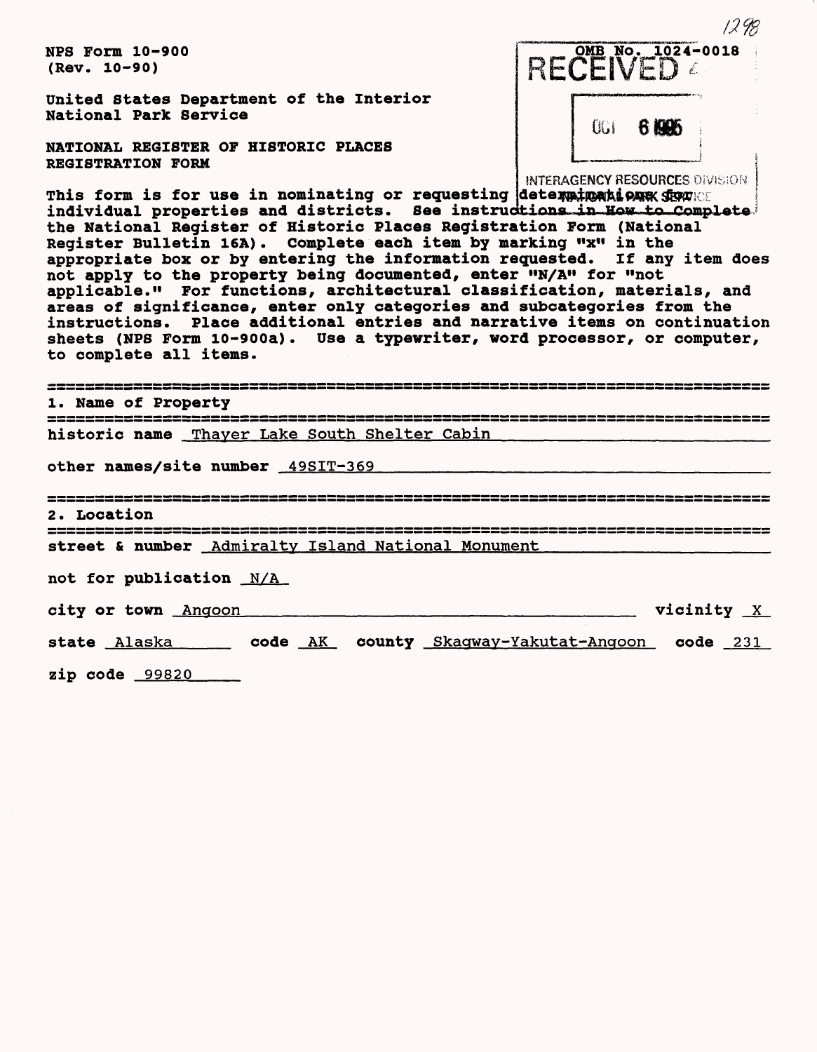NPS Form 10-900
(Rev. 10-90)

OMB No. 1024-0018

RECEIVED

OCT 6 1995

INTERAGENCY RESOURCES DIVISION
NATIONAL PARK SERVICE

United States Department of the Interior
National Park Service

NATIONAL REGISTER OF HISTORIC PLACES
REGISTRATION FORM

This form is for use in nominating or requesting determinations for individual properties and districts. See instructions in How to Complete the National Register of Historic Places Registration Form (National Register Bulletin 16A). Complete each item by marking "x" in the appropriate box or by entering the information requested. If any item does not apply to the property being documented, enter "N/A" for "not applicable." For functions, architectural classification, materials, and areas of significance, enter only categories and subcategories from the instructions. Place additional entries and narrative items on continuation sheets (NPS Form 10-900a). Use a typewriter, word processor, or computer, to complete all items.

## 1. Name of Property

historic name Thayer Lake South Shelter Cabin

other names/site number 49SIT-369

## 2. Location

street & number Admiralty Island National Monument

not for publication N/A

city or town Angoon vicinity X

state Alaska code AK county Skagway-Yakutat-Angoon code 231

zip code 99820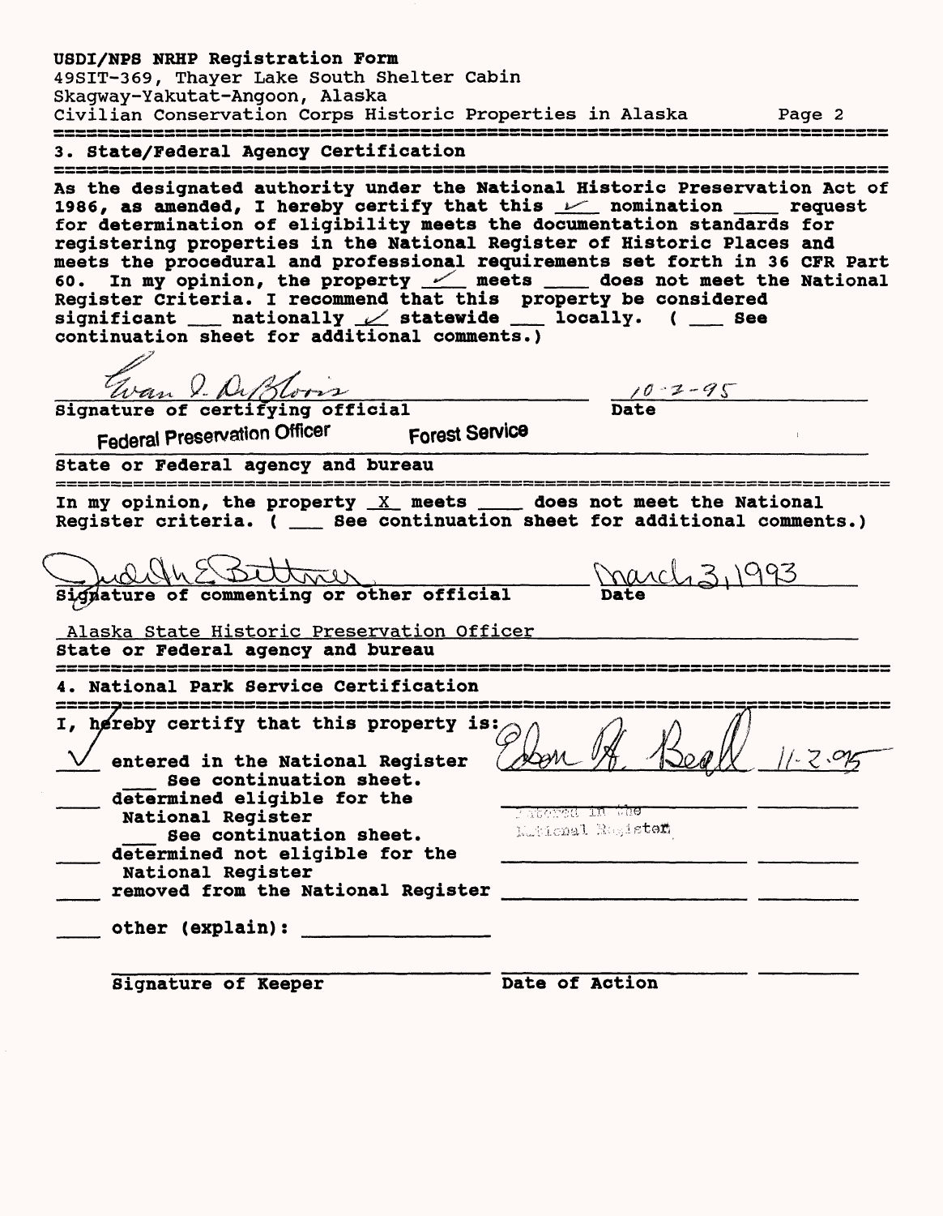USDI/NPS NRHP Registration Form
49SIT-369, Thayer Lake South Shelter Cabin
Skagway-Yakutat-Angoon, Alaska
Civilian Conservation Corps Historic Properties in Alaska

## 3. State/Federal Agency Certification

As the designated authority under the National Historic Preservation Act of 1986, as amended, I hereby certify that this _✓_ nomination ____ request for determination of eligibility meets the documentation standards for registering properties in the National Register of Historic Places and meets the procedural and professional requirements set forth in 36 CFR Part 60. In my opinion, the property _✓_ meets ____ does not meet the National Register Criteria. I recommend that this property be considered significant ___ nationally _✓_ statewide ___ locally. ( ___ See continuation sheet for additional comments.)

Evan I. DeBloois — 10-2-95

Signature of certifying official — Date

Federal Preservation Officer  Forest Service

State or Federal agency and bureau

In my opinion, the property _X_ meets ____ does not meet the National Register criteria. ( ___ See continuation sheet for additional comments.)

Judith E. Bittner — March 3, 1993

Signature of commenting or other official — Date

Alaska State Historic Preservation Officer

State or Federal agency and bureau

## 4. National Park Service Certification

I, hereby certify that this property is:

_✓_ entered in the National Register — Edson H. Beall — 11-2-95
___ See continuation sheet.

____ determined eligible for the National Register — Entered in the National Register
___ See continuation sheet.

____ determined not eligible for the National Register

____ removed from the National Register

____ other (explain): ________________

Signature of Keeper — Date of Action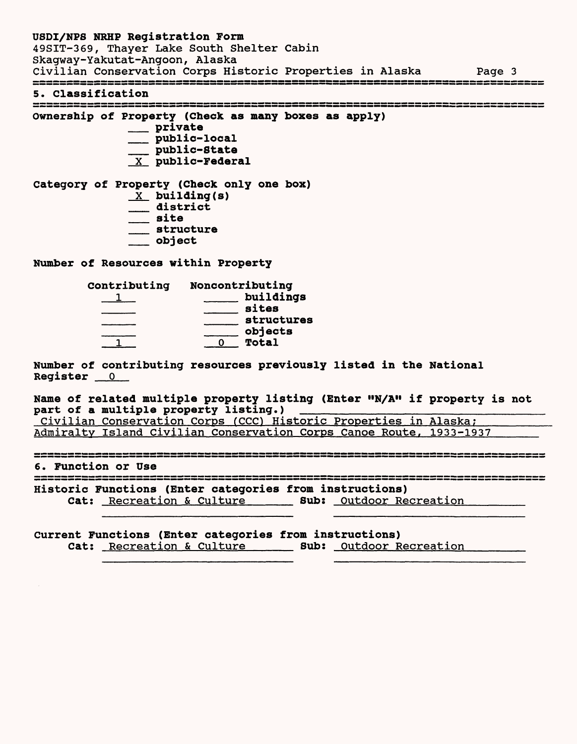## 5. Classification

**Ownership of Property (Check as many boxes as apply)**

- ___ private
- ___ public-local
- ___ public-State
- X public-Federal

**Category of Property (Check only one box)**

- X building(s)
- ___ district
- ___ site
- ___ structure
- ___ object

**Number of Resources within Property**

| Contributing | Noncontributing | |
|---|---|---|
| 1 | | buildings |
| | | sites |
| | | structures |
| | | objects |
| 1 | 0 | Total |

**Number of contributing resources previously listed in the National Register** 0

**Name of related multiple property listing (Enter "N/A" if property is not part of a multiple property listing.)**
Civilian Conservation Corps (CCC) Historic Properties in Alaska; Admiralty Island Civilian Conservation Corps Canoe Route, 1933-1937

## 6. Function or Use

**Historic Functions (Enter categories from instructions)**
**Cat:** Recreation & Culture **Sub:** Outdoor Recreation

**Current Functions (Enter categories from instructions)**
**Cat:** Recreation & Culture **Sub:** Outdoor Recreation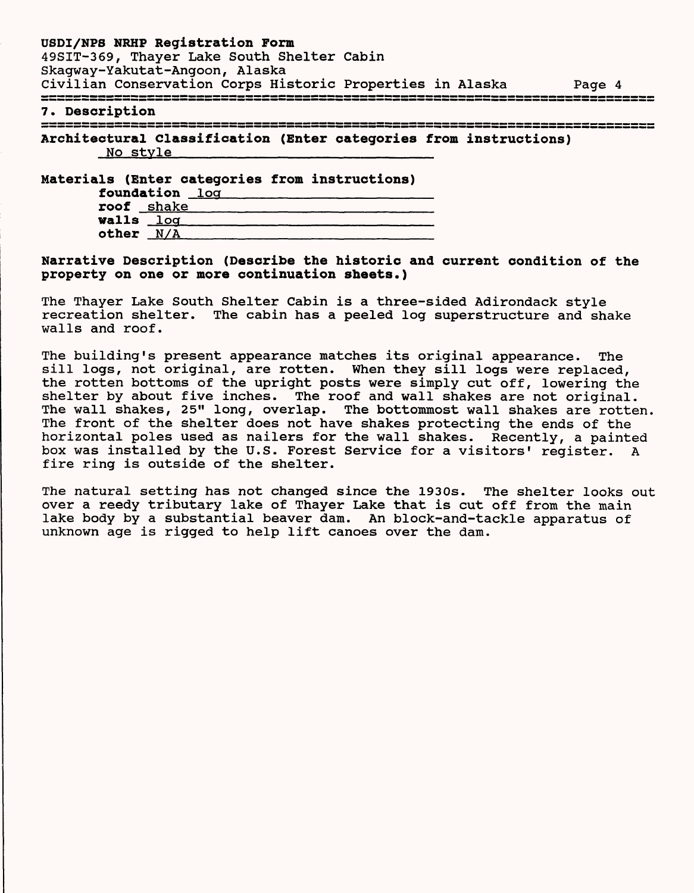## 7. Description

**Architectural Classification (Enter categories from instructions)**

No style

**Materials (Enter categories from instructions)**

**foundation** log
**roof** shake
**walls** log
**other** N/A

**Narrative Description (Describe the historic and current condition of the property on one or more continuation sheets.)**

The Thayer Lake South Shelter Cabin is a three-sided Adirondack style recreation shelter. The cabin has a peeled log superstructure and shake walls and roof.

The building's present appearance matches its original appearance. The sill logs, not original, are rotten. When they sill logs were replaced, the rotten bottoms of the upright posts were simply cut off, lowering the shelter by about five inches. The roof and wall shakes are not original. The wall shakes, 25" long, overlap. The bottommost wall shakes are rotten. The front of the shelter does not have shakes protecting the ends of the horizontal poles used as nailers for the wall shakes. Recently, a painted box was installed by the U.S. Forest Service for a visitors' register. A fire ring is outside of the shelter.

The natural setting has not changed since the 1930s. The shelter looks out over a reedy tributary lake of Thayer Lake that is cut off from the main lake body by a substantial beaver dam. An block-and-tackle apparatus of unknown age is rigged to help lift canoes over the dam.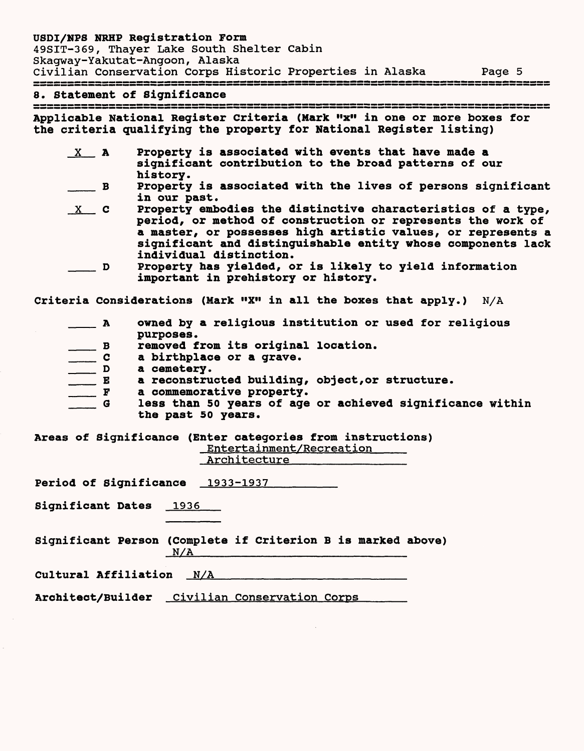## 8. Statement of Significance

**Applicable National Register Criteria (Mark "x" in one or more boxes for the criteria qualifying the property for National Register listing)**

- X **A** Property is associated with events that have made a significant contribution to the broad patterns of our history.
- ___ **B** Property is associated with the lives of persons significant in our past.
- X **C** Property embodies the distinctive characteristics of a type, period, or method of construction or represents the work of a master, or possesses high artistic values, or represents a significant and distinguishable entity whose components lack individual distinction.
- ___ **D** Property has yielded, or is likely to yield information important in prehistory or history.

**Criteria Considerations (Mark "X" in all the boxes that apply.)** N/A

- ___ **A** owned by a religious institution or used for religious purposes.
- ___ **B** removed from its original location.
- ___ **C** a birthplace or a grave.
- ___ **D** a cemetery.
- ___ **E** a reconstructed building, object,or structure.
- ___ **F** a commemorative property.
- ___ **G** less than 50 years of age or achieved significance within the past 50 years.

**Areas of Significance (Enter categories from instructions)**
Entertainment/Recreation
Architecture

**Period of Significance** 1933-1937

**Significant Dates** 1936

**Significant Person (Complete if Criterion B is marked above)**
N/A

**Cultural Affiliation** N/A

**Architect/Builder** Civilian Conservation Corps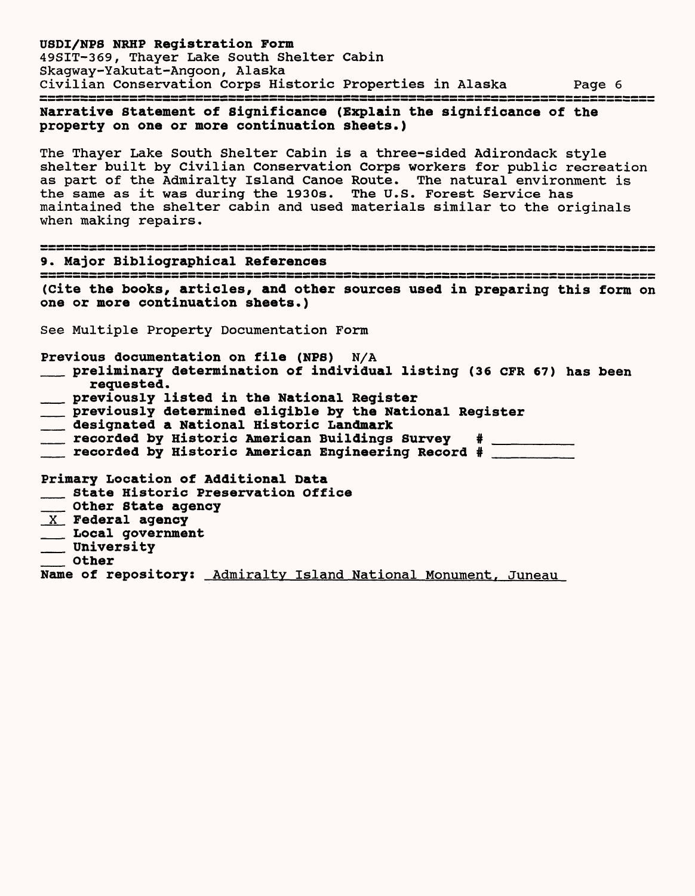**Narrative Statement of Significance (Explain the significance of the property on one or more continuation sheets.)**

The Thayer Lake South Shelter Cabin is a three-sided Adirondack style shelter built by Civilian Conservation Corps workers for public recreation as part of the Admiralty Island Canoe Route. The natural environment is the same as it was during the 1930s. The U.S. Forest Service has maintained the shelter cabin and used materials similar to the originals when making repairs.

## 9. Major Bibliographical References

**(Cite the books, articles, and other sources used in preparing this form on one or more continuation sheets.)**

See Multiple Property Documentation Form

**Previous documentation on file (NPS)** N/A

- ___ **preliminary determination of individual listing (36 CFR 67) has been requested.**
- ___ **previously listed in the National Register**
- ___ **previously determined eligible by the National Register**
- ___ **designated a National Historic Landmark**
- ___ **recorded by Historic American Buildings Survey # ________**
- ___ **recorded by Historic American Engineering Record # ________**

**Primary Location of Additional Data**

- ___ **State Historic Preservation Office**
- ___ **Other State agency**
- _X_ **Federal agency**
- ___ **Local government**
- ___ **University**
- ___ **Other**

**Name of repository:** Admiralty Island National Monument, Juneau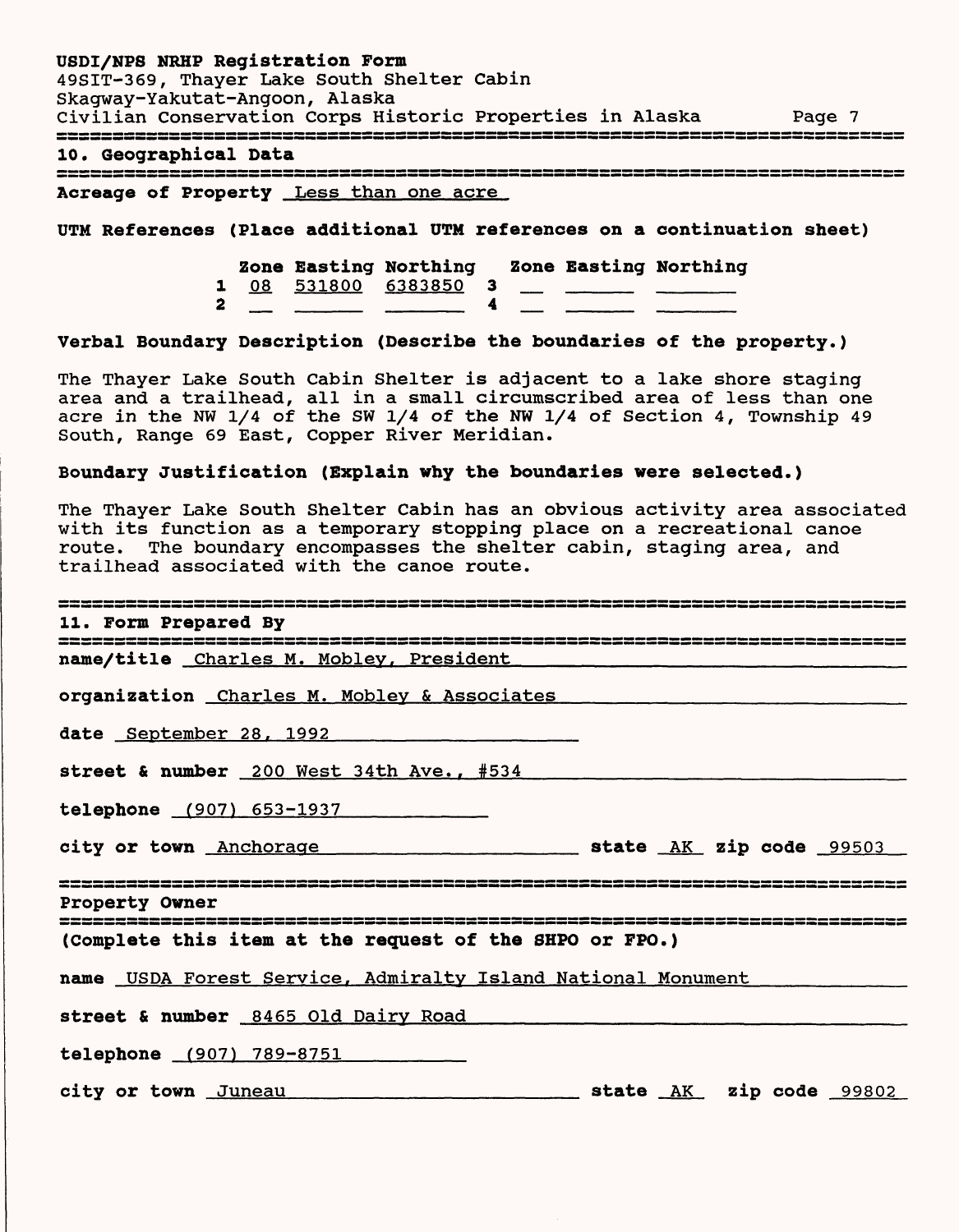## 10. Geographical Data

**Acreage of Property** Less than one acre

**UTM References (Place additional UTM references on a continuation sheet)**

| | Zone | Easting | Northing | | Zone | Easting | Northing |
|---|---|---|---|---|---|---|---|
| 1 | 08 | 531800 | 6383850 | 3 | | | |
| 2 | | | | 4 | | | |

**Verbal Boundary Description (Describe the boundaries of the property.)**

The Thayer Lake South Cabin Shelter is adjacent to a lake shore staging area and a trailhead, all in a small circumscribed area of less than one acre in the NW 1/4 of the SW 1/4 of the NW 1/4 of Section 4, Township 49 South, Range 69 East, Copper River Meridian.

**Boundary Justification (Explain why the boundaries were selected.)**

The Thayer Lake South Shelter Cabin has an obvious activity area associated with its function as a temporary stopping place on a recreational canoe route. The boundary encompasses the shelter cabin, staging area, and trailhead associated with the canoe route.

## 11. Form Prepared By

**name/title** Charles M. Mobley, President

**organization** Charles M. Mobley & Associates

**date** September 28, 1992

**street & number** 200 West 34th Ave., #534

**telephone** (907) 653-1937

**city or town** Anchorage **state** AK **zip code** 99503

## Property Owner

**(Complete this item at the request of the SHPO or FPO.)**

**name** USDA Forest Service, Admiralty Island National Monument

**street & number** 8465 Old Dairy Road

**telephone** (907) 789-8751

**city or town** Juneau **state** AK **zip code** 99802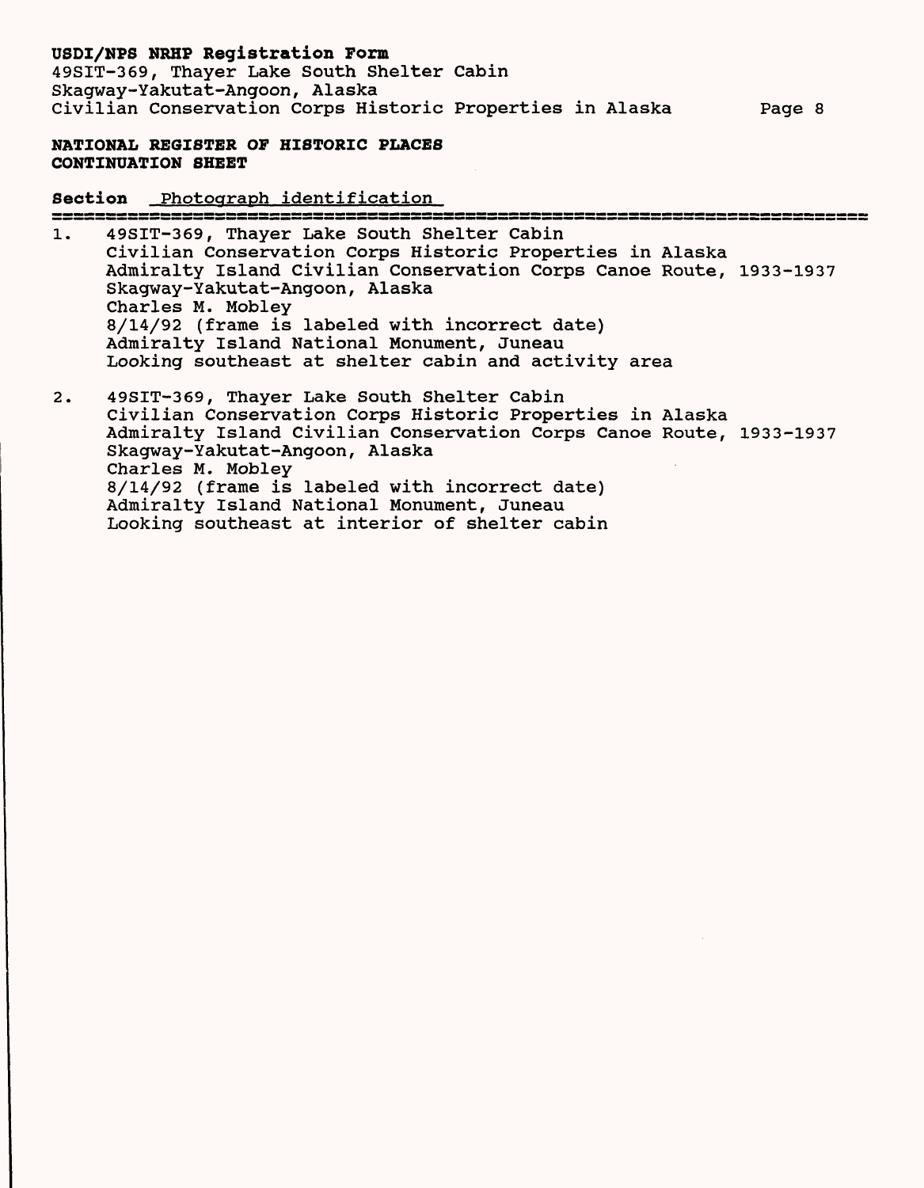**NATIONAL REGISTER OF HISTORIC PLACES CONTINUATION SHEET**

**Section** Photograph identification

1. 49SIT-369, Thayer Lake South Shelter Cabin
   Civilian Conservation Corps Historic Properties in Alaska
   Admiralty Island Civilian Conservation Corps Canoe Route, 1933-1937
   Skagway-Yakutat-Angoon, Alaska
   Charles M. Mobley
   8/14/92 (frame is labeled with incorrect date)
   Admiralty Island National Monument, Juneau
   Looking southeast at shelter cabin and activity area

2. 49SIT-369, Thayer Lake South Shelter Cabin
   Civilian Conservation Corps Historic Properties in Alaska
   Admiralty Island Civilian Conservation Corps Canoe Route, 1933-1937
   Skagway-Yakutat-Angoon, Alaska
   Charles M. Mobley
   8/14/92 (frame is labeled with incorrect date)
   Admiralty Island National Monument, Juneau
   Looking southeast at interior of shelter cabin